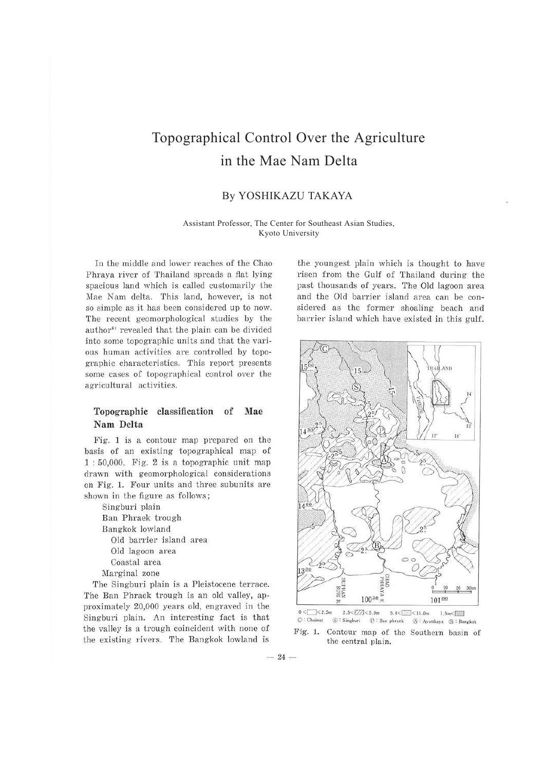# Topographical Control Over the Agriculture in the Mae Nam Delta

By YOSHIKAZU TAKAYA

Assistant Professor, The Center for Southeast Asian Studies, Kyoto University

In the middle and lower reaches of the Chao Phraya river of Thailand spreads a flat lying spacious land which is called customarily the Mae Nam delta. This land, however, is not so simple as it has been considered up to now. The recent geomorphological studies by the author[4] revealed that the plain can be divided into some topographic units and that the various human activities are controlled by topographic characteristics. This report presents some cases of topographical control over the agricultural activities.

## Topographic classification of Mae Nam Delta

Fig. 1 is a contour map prepared on the basis of an existing topographical map of 1 : 50,000. Fig. 2 is a topographic unit map drawn with geomorphological considerations on Fig. 1. Four units and three subunits are shown in the figure as follows;

- Singburi plain
- Ban Phraek trough
- Bangkok lowland
  - Old barrier island area
  - Old lagoon area
  - Coastal area
- Marginal zone

The Singburi plain is a Pleistocene terrace. The Ban Phraek trough is an old valley, approximately 20,000 years old, engraved in the Singburi plain. An interesting fact is that the valley is a trough coincident with none of the existing rivers. The Bangkok lowland is the youngest plain which is thought to have risen from the Gulf of Thailand during the past thousands of years. The Old lagoon area and the Old barrier island area can be considered as the former shoaling beach and barrier island which have existed in this gulf.

0 < < 2.5m 2.5 < < 5.0m 5.0 < < 15.0m 15m <
Ⓒ : Chainat Ⓢ : Singburi Ⓟ : Ban phraek Ⓐ : Ayutthaya Ⓑ : Bangkok

Fig. 1. Contour map of the Southern basin of the central plain.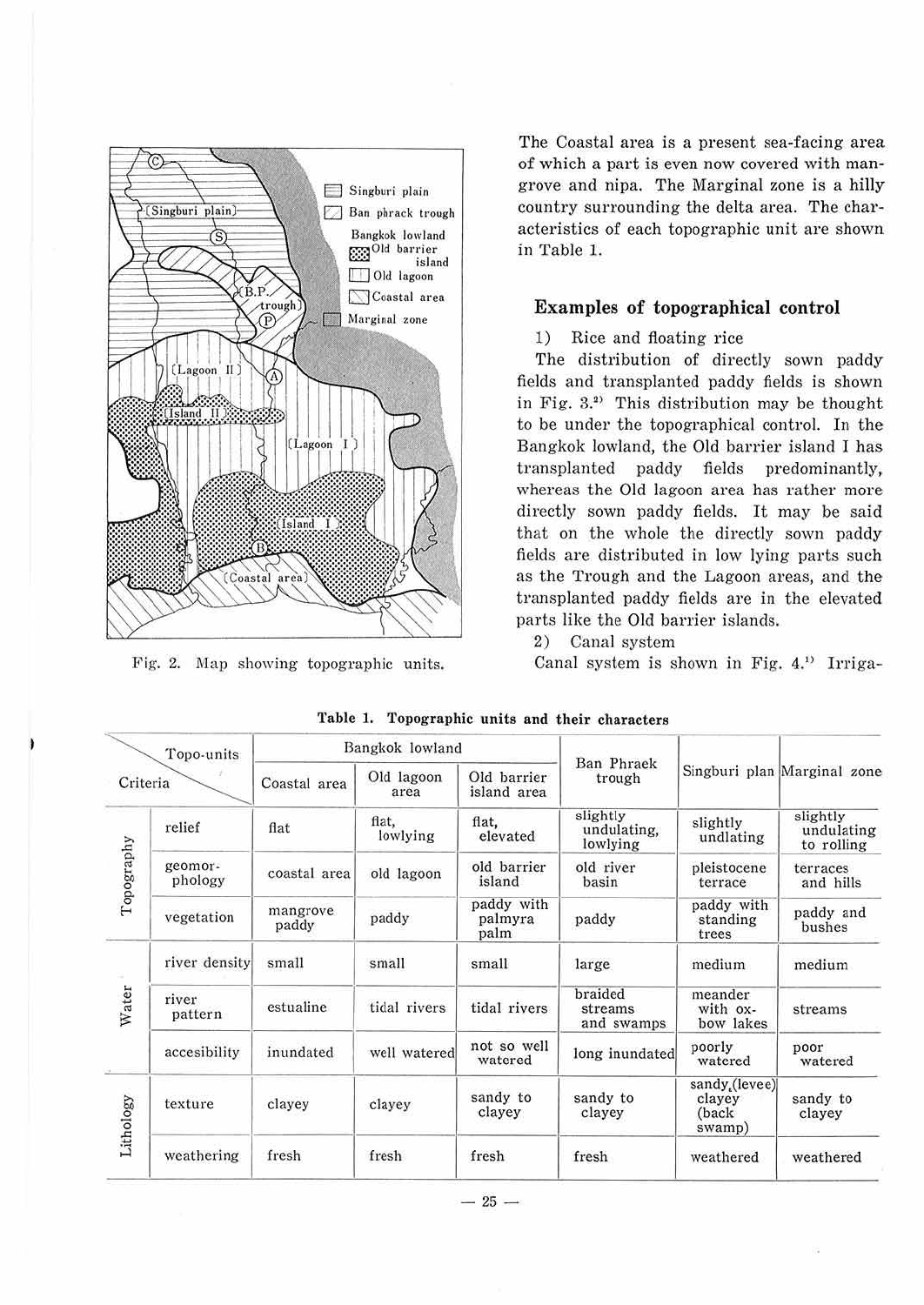Fig. 2. Map showing topographic units.

The Coastal area is a present sea-facing area of which a part is even now covered with mangrove and nipa. The Marginal zone is a hilly country surrounding the delta area. The characteristics of each topographic unit are shown in Table 1.

## Examples of topographical control

1) Rice and floating rice

The distribution of directly sown paddy fields and transplanted paddy fields is shown in Fig. 3.[2] This distribution may be thought to be under the topographical control. In the Bangkok lowland, the Old barrier island I has transplanted paddy fields predominantly, whereas the Old lagoon area has rather more directly sown paddy fields. It may be said that on the whole the directly sown paddy fields are distributed in low lying parts such as the Trough and the Lagoon areas, and the transplanted paddy fields are in the elevated parts like the Old barrier islands.

2) Canal system

Canal system is shown in Fig. 4.[1] Irriga-

**Table 1. Topographic units and their characters**

| Criteria | | Bangkok lowland | | | Ban Phraek trough | Singburi plan | Marginal zone |
|---|---|---|---|---|---|---|---|
| | | Coastal area | Old lagoon area | Old barrier island area | | | |
| Topography | relief | flat | flat, lowlying | flat, elevated | slightly undulating, lowlying | slightly undlating | slightly undulating to rolling |
| | geomor-phology | coastal area | old lagoon | old barrier island | old river basin | pleistocene terrace | terraces and hills |
| | vegetation | mangrove paddy | paddy | paddy with palmyra palm | paddy | paddy with standing trees | paddy and bushes |
| Water | river density | small | small | small | large | medium | medium |
| | river pattern | estualine | tidal rivers | tidal rivers | braided streams and swamps | meander with ox-bow lakes | streams |
| | accesibility | inundated | well watered | not so well watered | long inundated | poorly watered | poor watered |
| Lithology | texture | clayey | clayey | sandy to clayey | sandy to clayey | sandy,(levee) clayey (back swamp) | sandy to clayey |
| | weathering | fresh | fresh | fresh | fresh | weathered | weathered |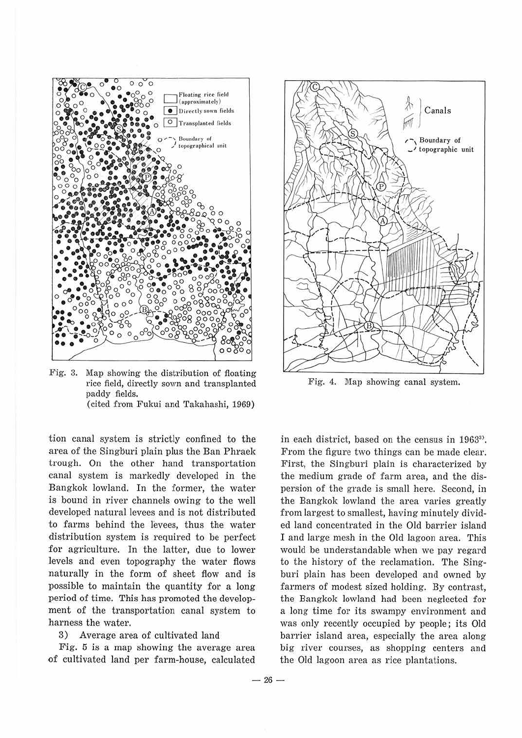Fig. 3. Map showing the distribution of floating rice field, directly sown and transplanted paddy fields.
(cited from Fukui and Takahashi, 1969)

Fig. 4. Map showing canal system.

tion canal system is strictly confined to the area of the Singburi plain plus the Ban Phraek trough. On the other hand transportation canal system is markedly developed in the Bangkok lowland. In the former, the water is bound in river channels owing to the well developed natural levees and is not distributed to farms behind the levees, thus the water distribution system is required to be perfect for agriculture. In the latter, due to lower levels and even topography the water flows naturally in the form of sheet flow and is possible to maintain the quantity for a long period of time. This has promoted the development of the transportation canal system to harness the water.

3) Average area of cultivated land

Fig. 5 is a map showing the average area of cultivated land per farm-house, calculated in each district, based on the census in 1963[3]. From the figure two things can be made clear. First, the Singburi plain is characterized by the medium grade of farm area, and the dispersion of the grade is small here. Second, in the Bangkok lowland the area varies greatly from largest to smallest, having minutely divided land concentrated in the Old barrier island I and large mesh in the Old lagoon area. This would be understandable when we pay regard to the history of the reclamation. The Singburi plain has been developed and owned by farmers of modest sized holding. By contrast, the Bangkok lowland had been neglected for a long time for its swampy environment and was only recently occupied by people; its Old barrier island area, especially the area along big river courses, as shopping centers and the Old lagoon area as rice plantations.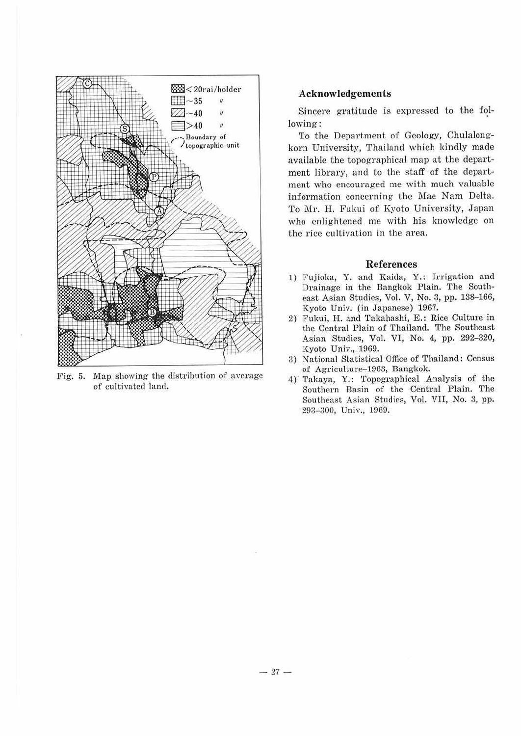< 20rai/holder

~35 〃

~40 〃

>40 〃

Boundary of topographic unit

C

S

P

A

B

Fig. 5. Map showing the distribution of average of cultivated land.

## Acknowledgements

Sincere gratitude is expressed to the following:

To the Department of Geology, Chulalongkorn University, Thailand which kindly made available the topographical map at the department library, and to the staff of the department who encouraged me with much valuable information concerning the Mae Nam Delta. To Mr. H. Fukui of Kyoto University, Japan who enlightened me with his knowledge on the rice cultivation in the area.

## References

1) Fujioka, Y. and Kaida, Y.: Irrigation and Drainage in the Bangkok Plain. The Southeast Asian Studies, Vol. V, No. 3, pp. 138–166, Kyoto Univ. (in Japanese) 1967.
2) Fukui, H. and Takahashi, E.: Rice Culture in the Central Plain of Thailand. The Southeast Asian Studies, Vol. VI, No. 4, pp. 292–320, Kyoto Univ., 1969.
3) National Statistical Office of Thailand: Census of Agriculture–1963, Bangkok.
4) Takaya, Y.: Topographical Analysis of the Southern Basin of the Central Plain. The Southeast Asian Studies, Vol. VII, No. 3, pp. 293–300, Univ., 1969.